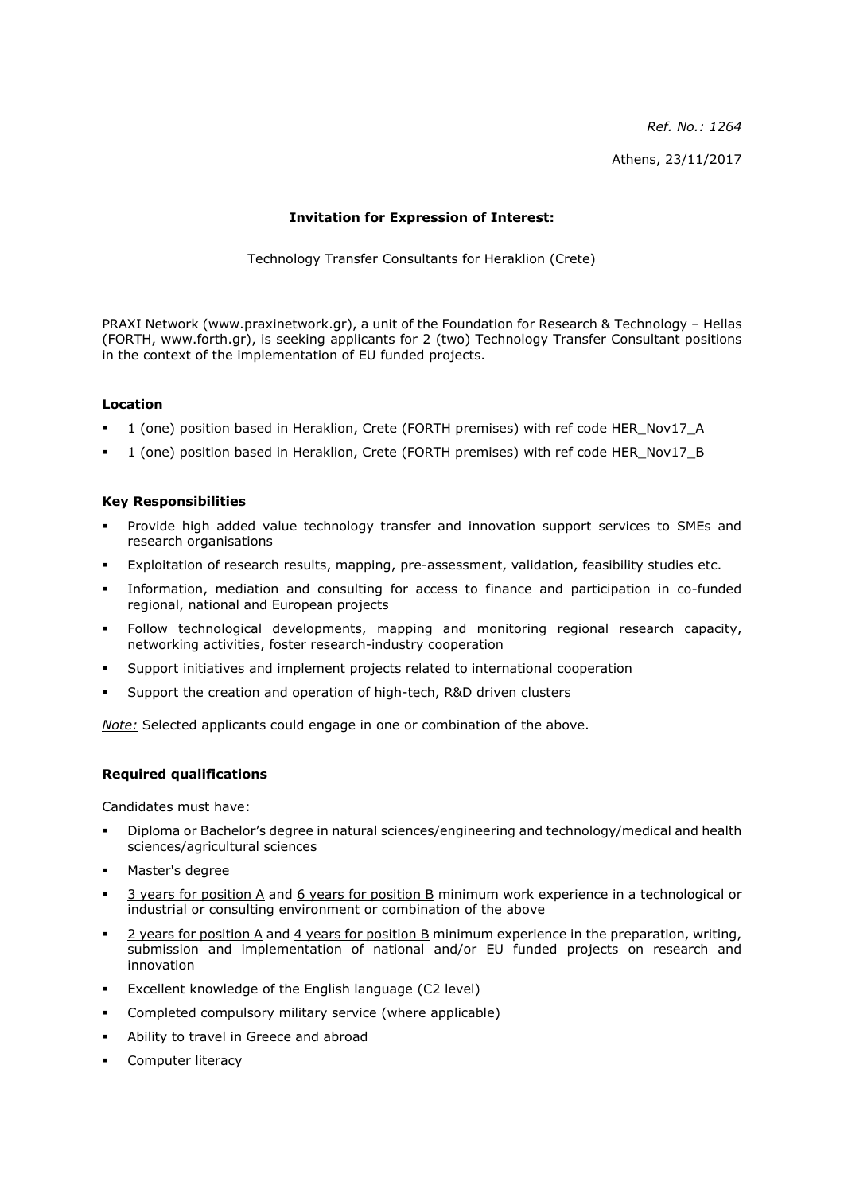*Ref. No.: 1264*

Athens, 23/11/2017

**Invitation for Expression of Interest:**

Technology Transfer Consultants for Heraklion (Crete)

PRAXI Network (www.praxinetwork.gr), a unit of the Foundation for Research & Technology – Hellas (FORTH, www.forth.gr), is seeking applicants for 2 (two) Technology Transfer Consultant positions in the context of the implementation of EU funded projects.

**Location**

- 1 (one) position based in Heraklion, Crete (FORTH premises) with ref code HER_Nov17_A
- 1 (one) position based in Heraklion, Crete (FORTH premises) with ref code HER_Nov17_B

**Key Responsibilities**

- Provide high added value technology transfer and innovation support services to SMEs and research organisations
- Exploitation of research results, mapping, pre-assessment, validation, feasibility studies etc.
- Information, mediation and consulting for access to finance and participation in co-funded regional, national and European projects
- Follow technological developments, mapping and monitoring regional research capacity, networking activities, foster research-industry cooperation
- Support initiatives and implement projects related to international cooperation
- Support the creation and operation of high-tech, R&D driven clusters

*Note:* Selected applicants could engage in one or combination of the above.

**Required qualifications**

Candidates must have:

- Diploma or Bachelor's degree in natural sciences/engineering and technology/medical and health sciences/agricultural sciences
- Master's degree
- 3 years for position A and 6 years for position B minimum work experience in a technological or industrial or consulting environment or combination of the above
- 2 years for position A and 4 years for position B minimum experience in the preparation, writing, submission and implementation of national and/or EU funded projects on research and innovation
- Excellent knowledge of the English language (C2 level)
- Completed compulsory military service (where applicable)
- Ability to travel in Greece and abroad
- Computer literacy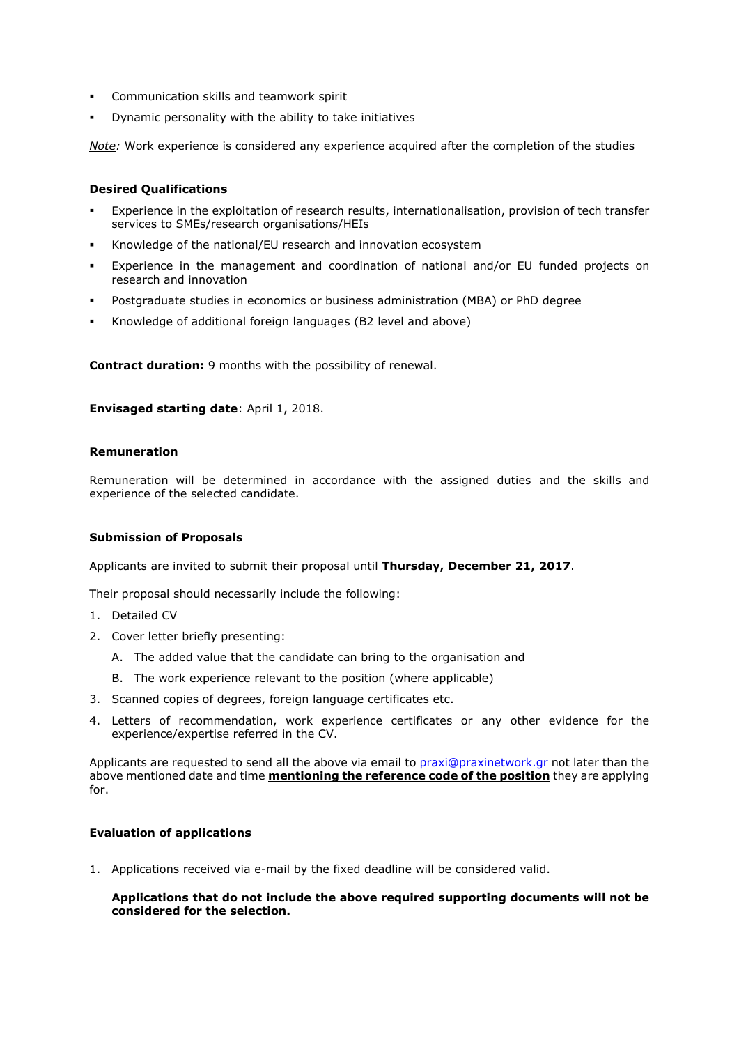- Communication skills and teamwork spirit
- Dynamic personality with the ability to take initiatives

*Note:* Work experience is considered any experience acquired after the completion of the studies

**Desired Qualifications**

- Experience in the exploitation of research results, internationalisation, provision of tech transfer services to SMEs/research organisations/HEIs
- Knowledge of the national/EU research and innovation ecosystem
- Experience in the management and coordination of national and/or EU funded projects on research and innovation
- Postgraduate studies in economics or business administration (MBA) or PhD degree
- Knowledge of additional foreign languages (B2 level and above)

**Contract duration:** 9 months with the possibility of renewal.

**Envisaged starting date**: April 1, 2018.

**Remuneration**

Remuneration will be determined in accordance with the assigned duties and the skills and experience of the selected candidate.

**Submission of Proposals**

Applicants are invited to submit their proposal until **Thursday, December 21, 2017**.

Their proposal should necessarily include the following:

1. Detailed CV
2. Cover letter briefly presenting:
   A. The added value that the candidate can bring to the organisation and
   B. The work experience relevant to the position (where applicable)
3. Scanned copies of degrees, foreign language certificates etc.
4. Letters of recommendation, work experience certificates or any other evidence for the experience/expertise referred in the CV.

Applicants are requested to send all the above via email to praxi@praxinetwork.gr not later than the above mentioned date and time **mentioning the reference code of the position** they are applying for.

**Evaluation of applications**

1. Applications received via e-mail by the fixed deadline will be considered valid.

   **Applications that do not include the above required supporting documents will not be considered for the selection.**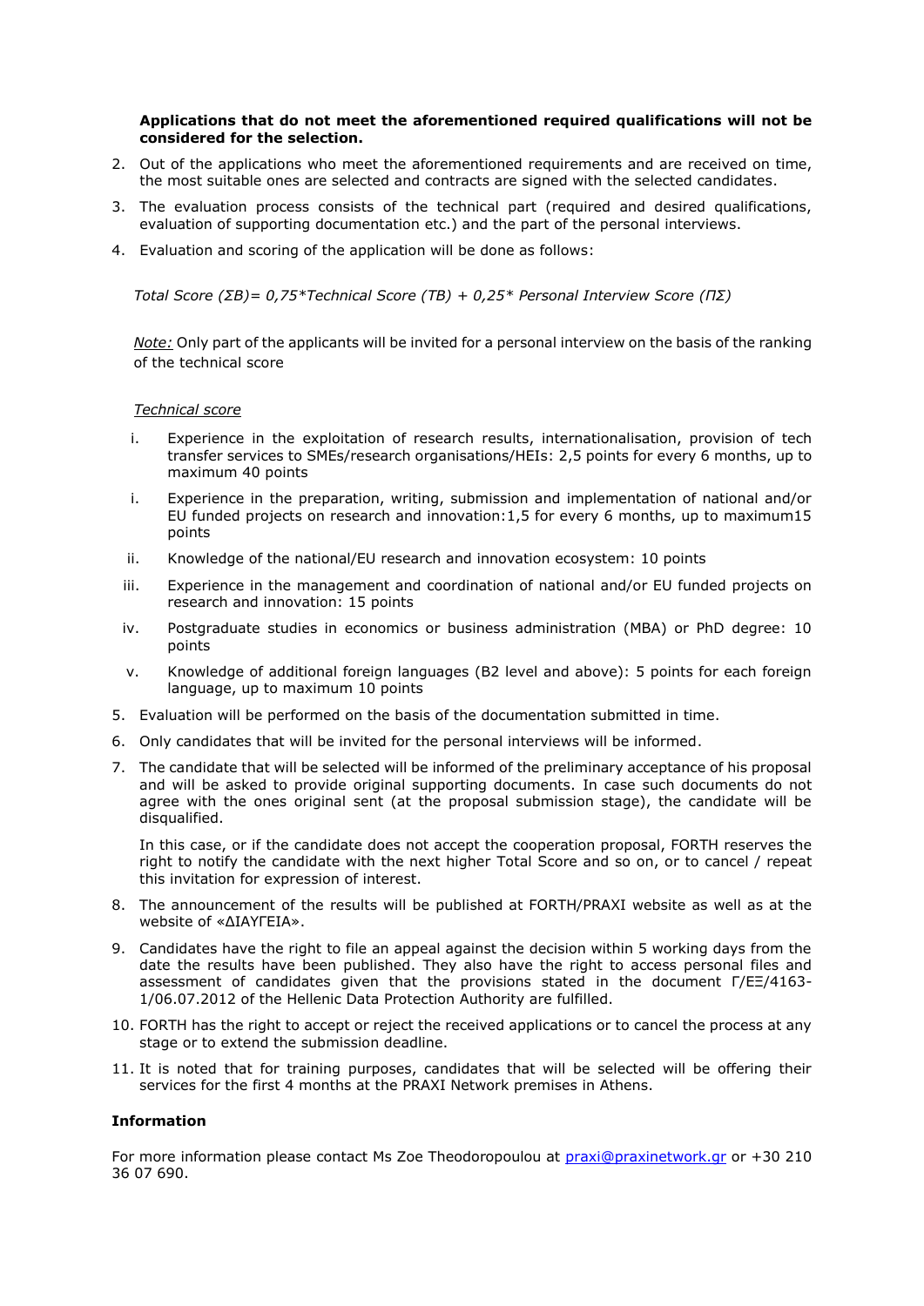**Applications that do not meet the aforementioned required qualifications will not be considered for the selection.**

2. Out of the applications who meet the aforementioned requirements and are received on time, the most suitable ones are selected and contracts are signed with the selected candidates.

3. The evaluation process consists of the technical part (required and desired qualifications, evaluation of supporting documentation etc.) and the part of the personal interviews.

4. Evaluation and scoring of the application will be done as follows:

   *Total Score (ΣΒ)= 0,75\*Technical Score (ΤΒ) + 0,25\* Personal Interview Score (ΠΣ)*

   *Note:* Only part of the applicants will be invited for a personal interview on the basis of the ranking of the technical score

   *Technical score*

   i. Experience in the exploitation of research results, internationalisation, provision of tech transfer services to SMEs/research organisations/HEIs: 2,5 points for every 6 months, up to maximum 40 points

   i. Experience in the preparation, writing, submission and implementation of national and/or EU funded projects on research and innovation:1,5 for every 6 months, up to maximum15 points

   ii. Knowledge of the national/EU research and innovation ecosystem: 10 points

   iii. Experience in the management and coordination of national and/or EU funded projects on research and innovation: 15 points

   iv. Postgraduate studies in economics or business administration (MBA) or PhD degree: 10 points

   v. Knowledge of additional foreign languages (B2 level and above): 5 points for each foreign language, up to maximum 10 points

5. Evaluation will be performed on the basis of the documentation submitted in time.

6. Only candidates that will be invited for the personal interviews will be informed.

7. The candidate that will be selected will be informed of the preliminary acceptance of his proposal and will be asked to provide original supporting documents. In case such documents do not agree with the ones original sent (at the proposal submission stage), the candidate will be disqualified.

   In this case, or if the candidate does not accept the cooperation proposal, FORTH reserves the right to notify the candidate with the next higher Total Score and so on, or to cancel / repeat this invitation for expression of interest.

8. The announcement of the results will be published at FORTH/PRAXI website as well as at the website of «ΔΙΑΥΓΕΙΑ».

9. Candidates have the right to file an appeal against the decision within 5 working days from the date the results have been published. They also have the right to access personal files and assessment of candidates given that the provisions stated in the document Γ/ΕΞ/4163-1/06.07.2012 of the Hellenic Data Protection Authority are fulfilled.

10. FORTH has the right to accept or reject the received applications or to cancel the process at any stage or to extend the submission deadline.

11. It is noted that for training purposes, candidates that will be selected will be offering their services for the first 4 months at the PRAXI Network premises in Athens.

**Information**

For more information please contact Ms Zoe Theodoropoulou at praxi@praxinetwork.gr or +30 210 36 07 690.